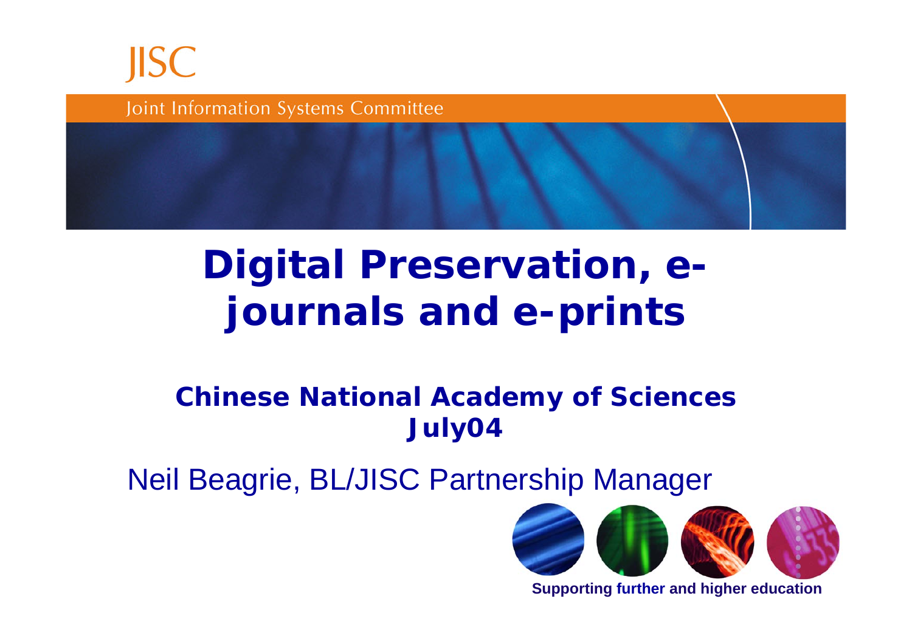JISC

Joint Information Systems Committee

# Digital Preservation, e-journals and e-prints

**Chinese National Academy of Sciences July04**

Neil Beagrie, BL/JISC Partnership Manager

**Supporting further and higher education**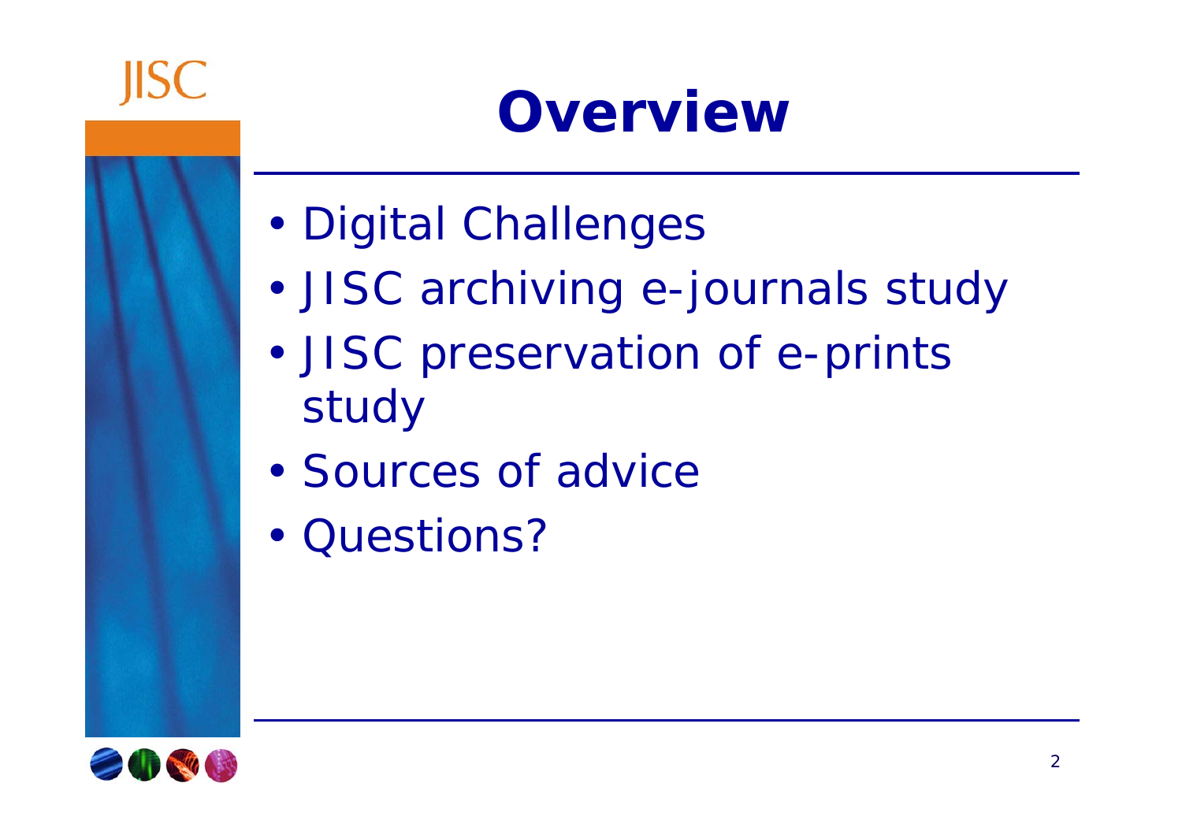# Overview

- Digital Challenges
- JISC archiving e-journals study
- JISC preservation of e-prints study
- Sources of advice
- Questions?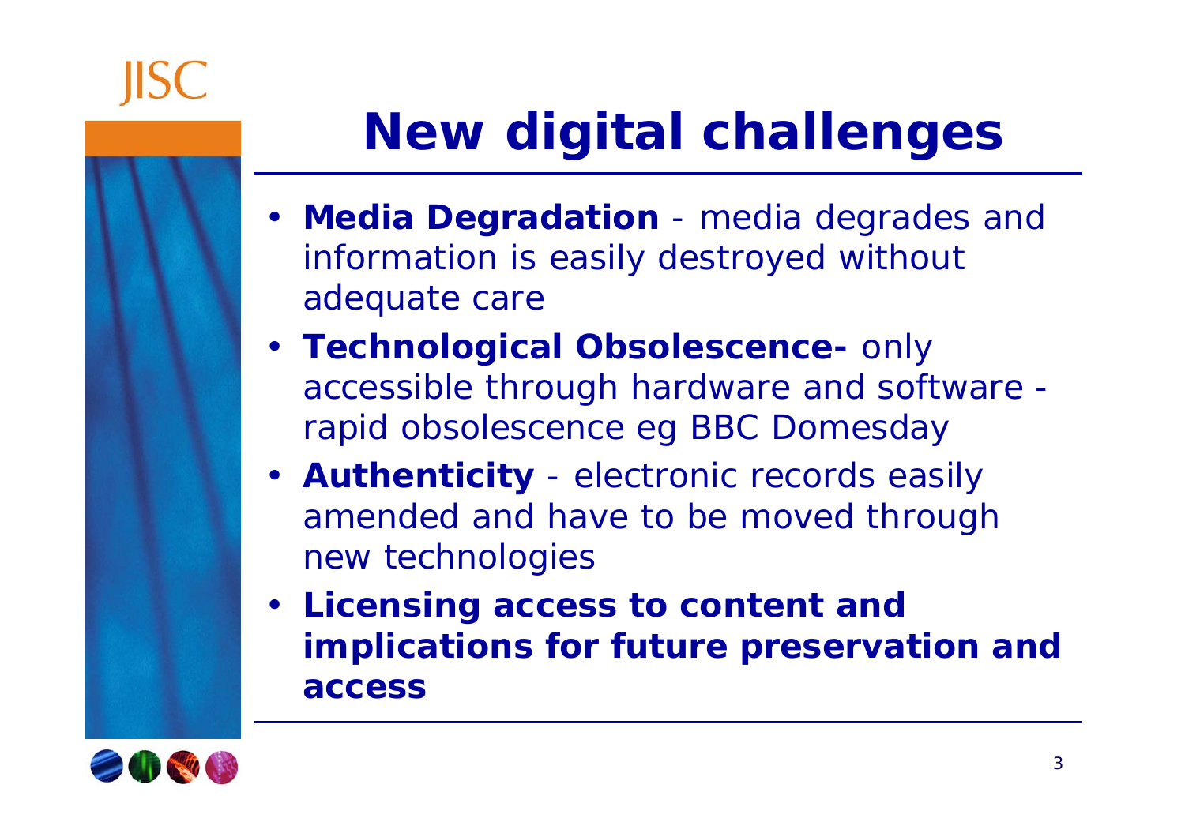# New digital challenges

- **Media Degradation** - media degrades and information is easily destroyed without adequate care
- **Technological Obsolescence-** only accessible through hardware and software - rapid obsolescence eg BBC Domesday
- **Authenticity** - electronic records easily amended and have to be moved through new technologies
- **Licensing access to content and implications for future preservation and access**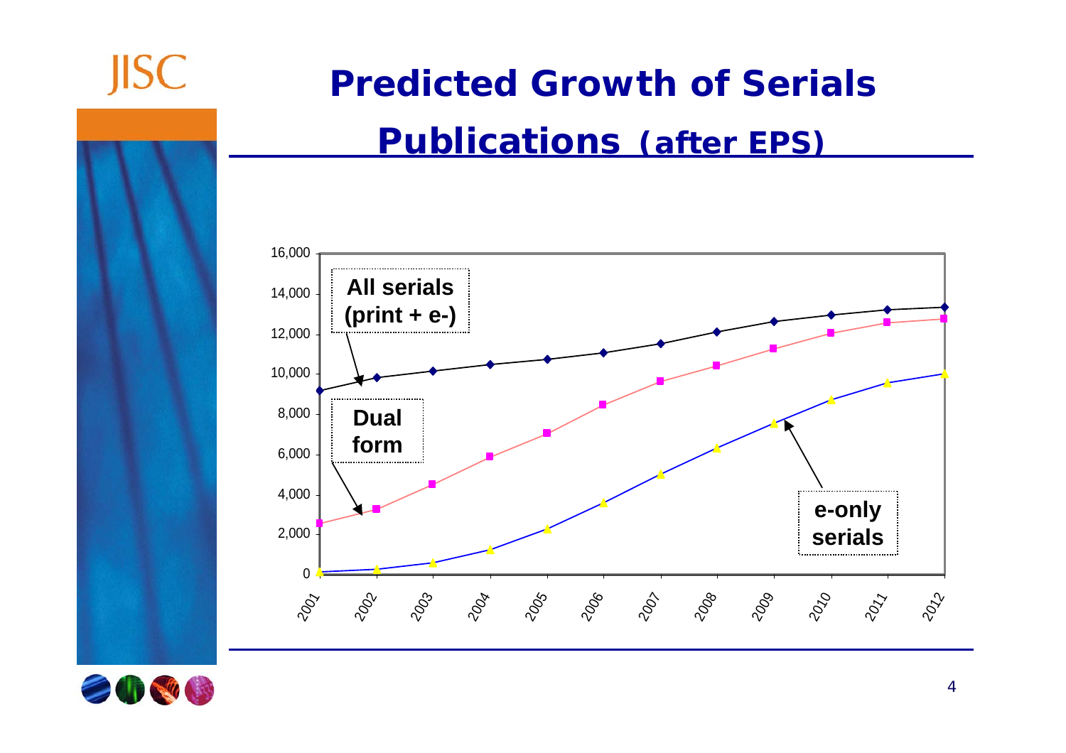# Predicted Growth of Serials Publications (after EPS)

All serials (print + e-)

Dual form

e-only serials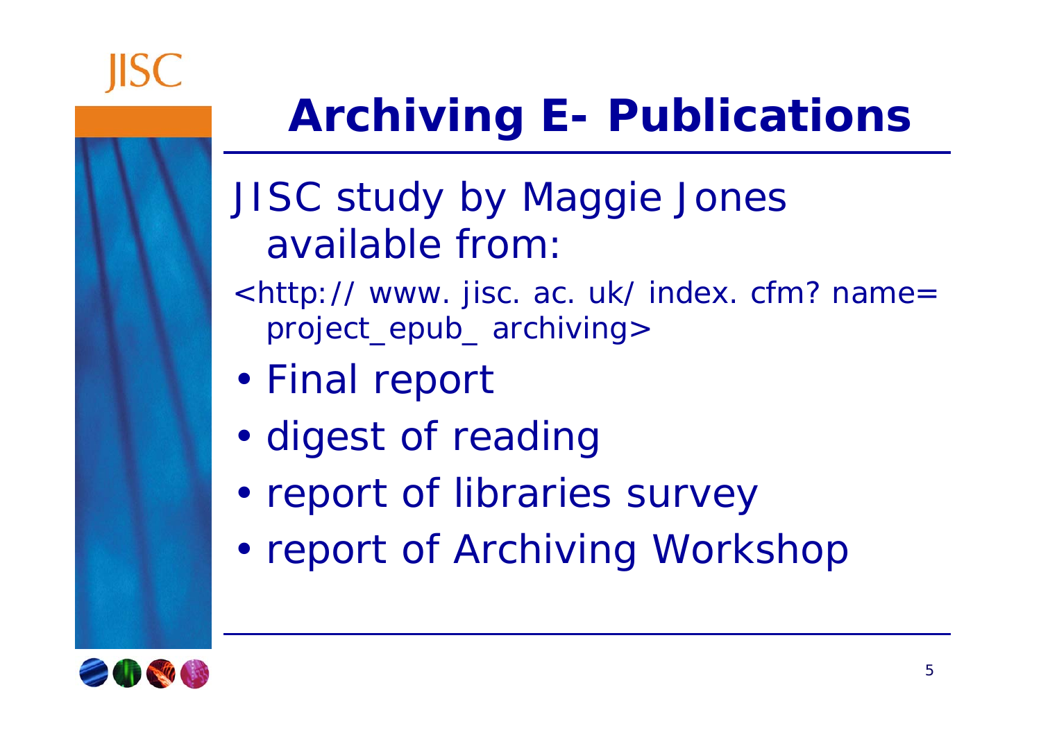# Archiving E- Publications

JISC study by Maggie Jones available from:

<http:// www. jisc. ac. uk/ index. cfm? name= project_epub_ archiving>

- Final report
- digest of reading
- report of libraries survey
- report of Archiving Workshop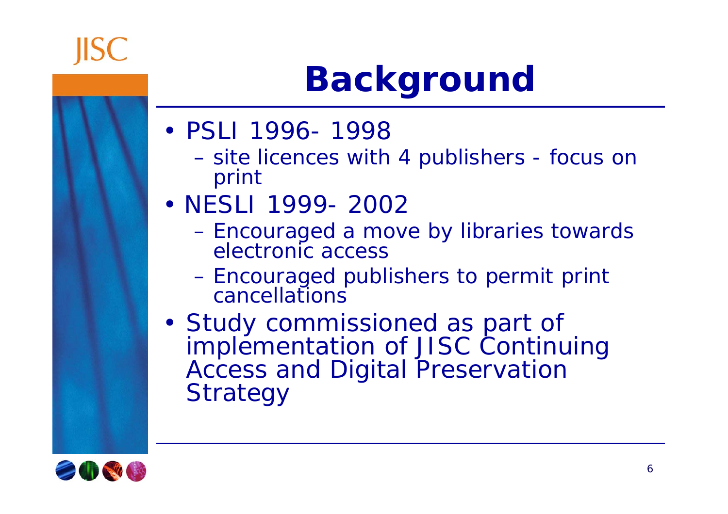# Background

- PSLI 1996- 1998
  - site licences with 4 publishers - focus on print
- NESLI 1999- 2002
  - Encouraged a move by libraries towards electronic access
  - Encouraged publishers to permit print cancellations
- Study commissioned as part of implementation of JISC Continuing Access and Digital Preservation Strategy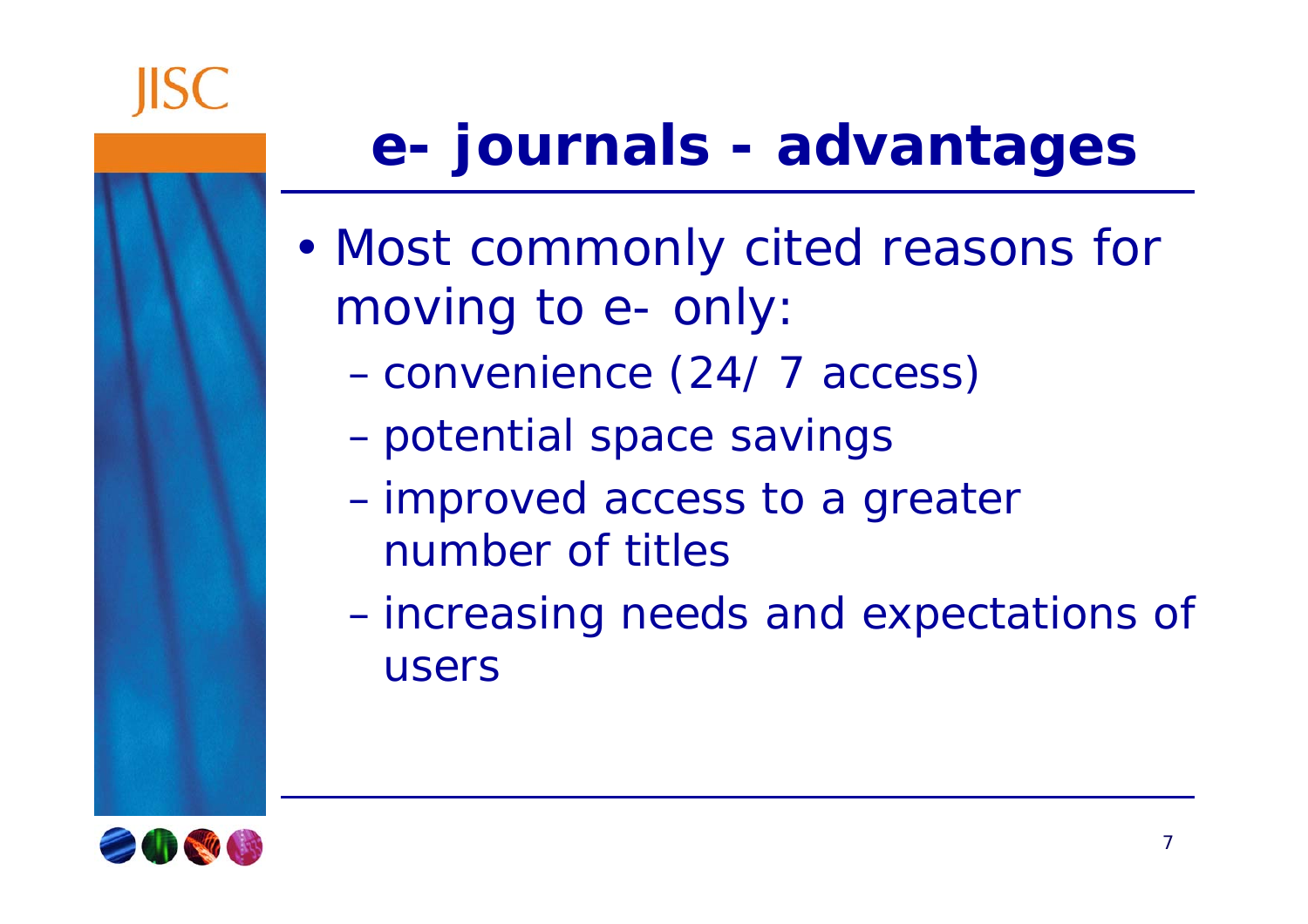# e- journals - advantages

- Most commonly cited reasons for moving to e- only:
  - convenience (24/ 7 access)
  - potential space savings
  - improved access to a greater number of titles
  - increasing needs and expectations of users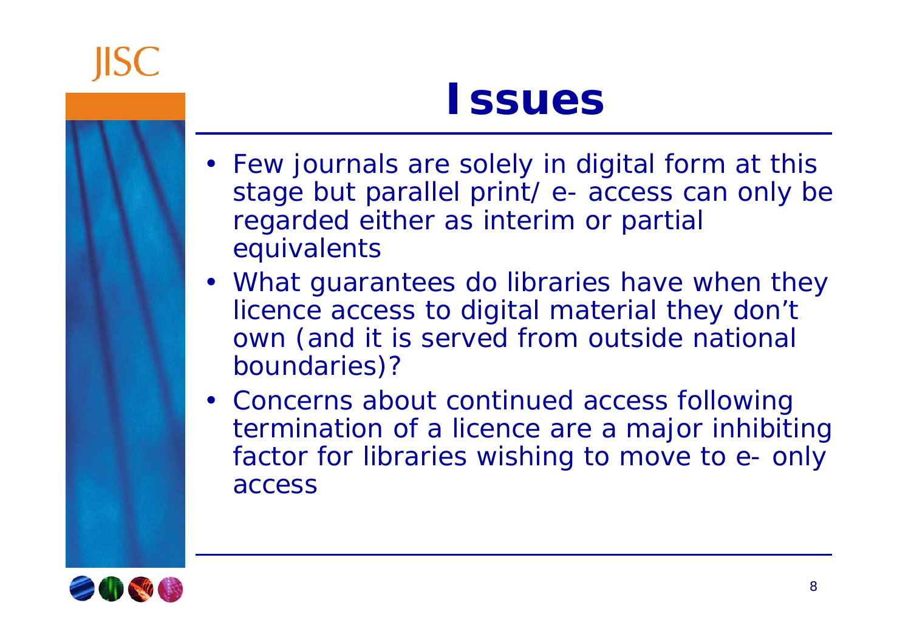# Issues

- Few journals are solely in digital form at this stage but parallel print/ e- access can only be regarded either as interim or partial equivalents
- What guarantees do libraries have when they licence access to digital material they don't own (and it is served from outside national boundaries)?
- Concerns about continued access following termination of a licence are a major inhibiting factor for libraries wishing to move to e- only access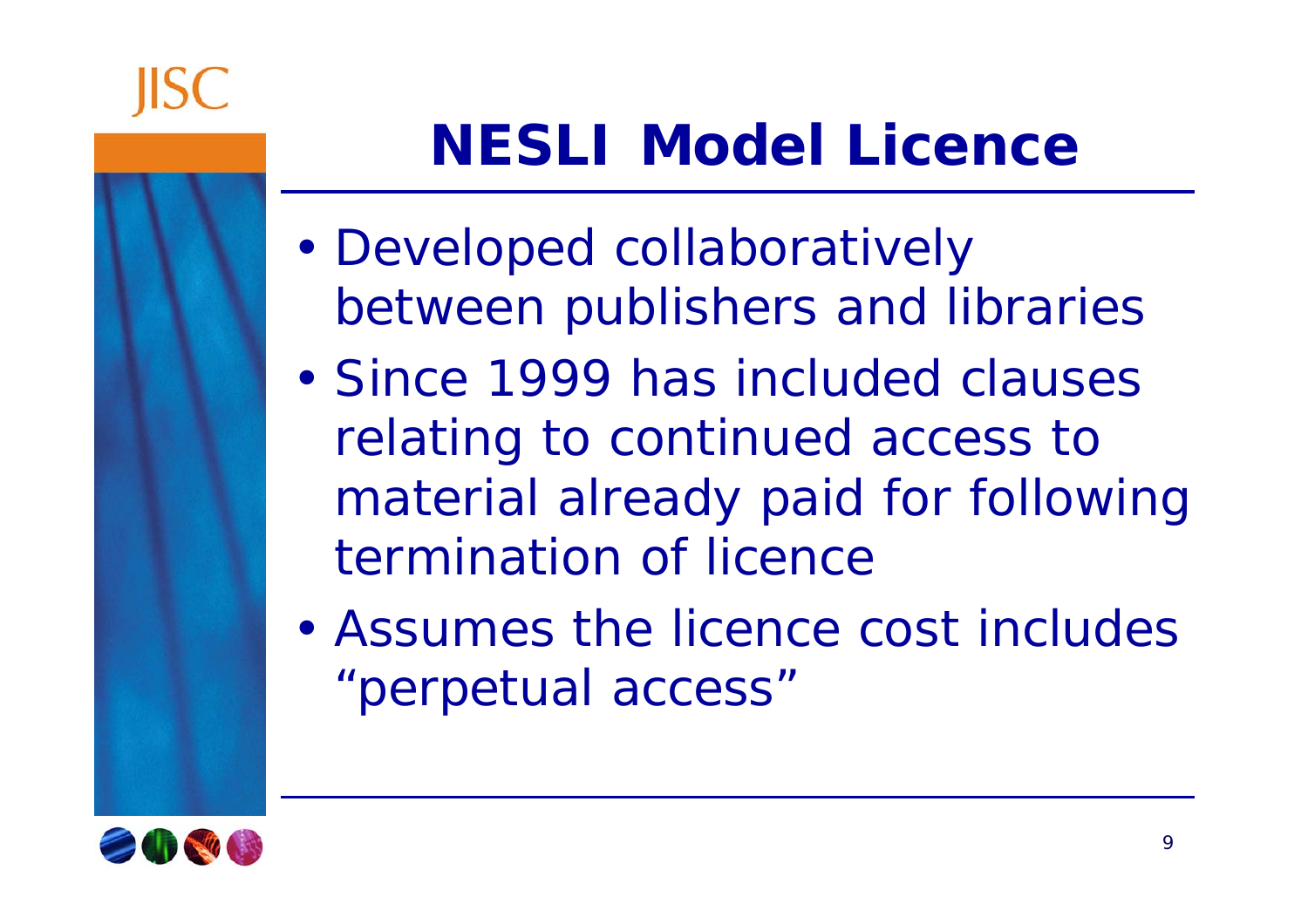# NESLI Model Licence

- Developed collaboratively between publishers and libraries
- Since 1999 has included clauses relating to continued access to material already paid for following termination of licence
- Assumes the licence cost includes "perpetual access"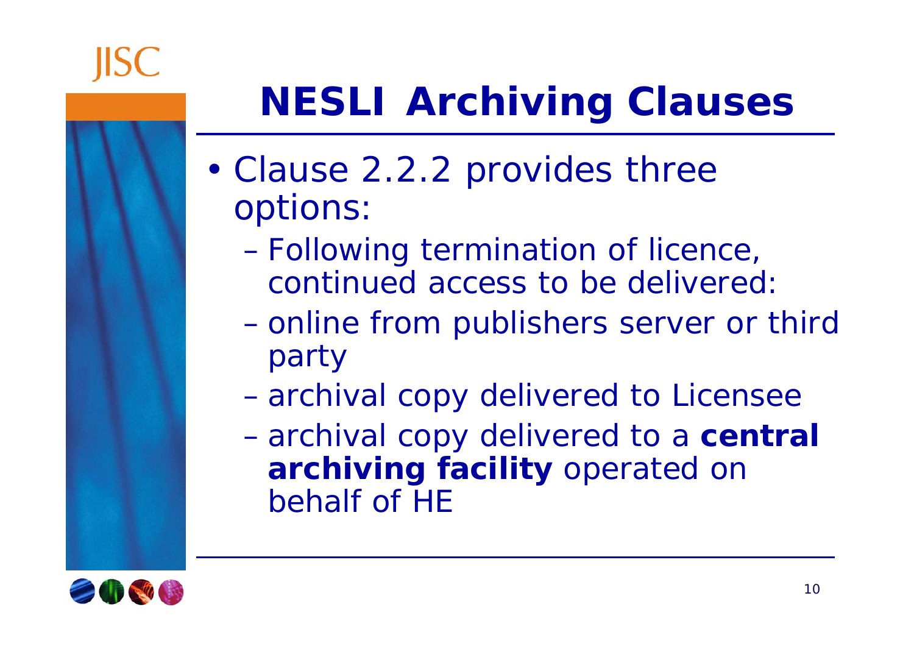# NESLI Archiving Clauses

- Clause 2.2.2 provides three options:
  - Following termination of licence, continued access to be delivered:
  - online from publishers server or third party
  - archival copy delivered to Licensee
  - archival copy delivered to a **central archiving facility** operated on behalf of HE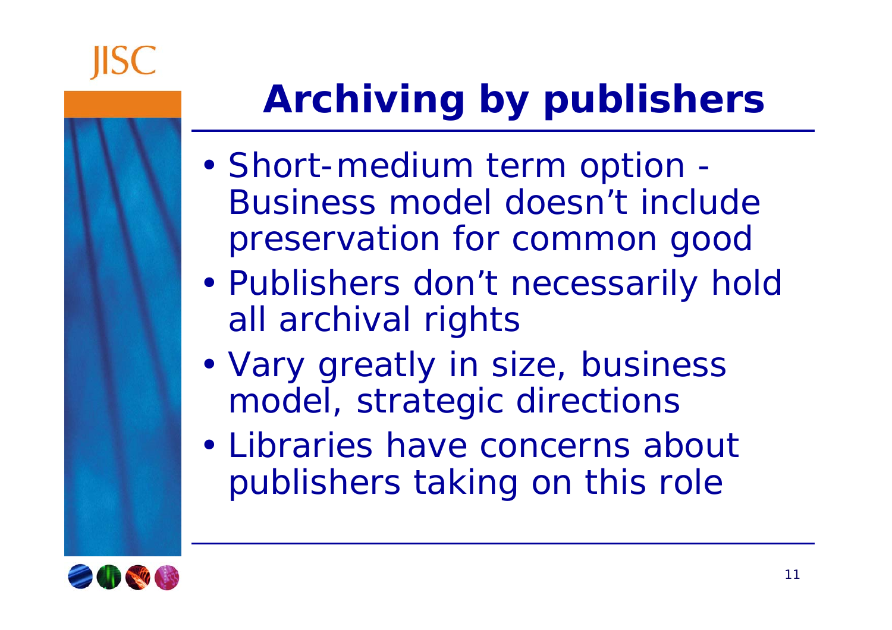# Archiving by publishers

- Short-medium term option - Business model doesn't include preservation for common good
- Publishers don't necessarily hold all archival rights
- Vary greatly in size, business model, strategic directions
- Libraries have concerns about publishers taking on this role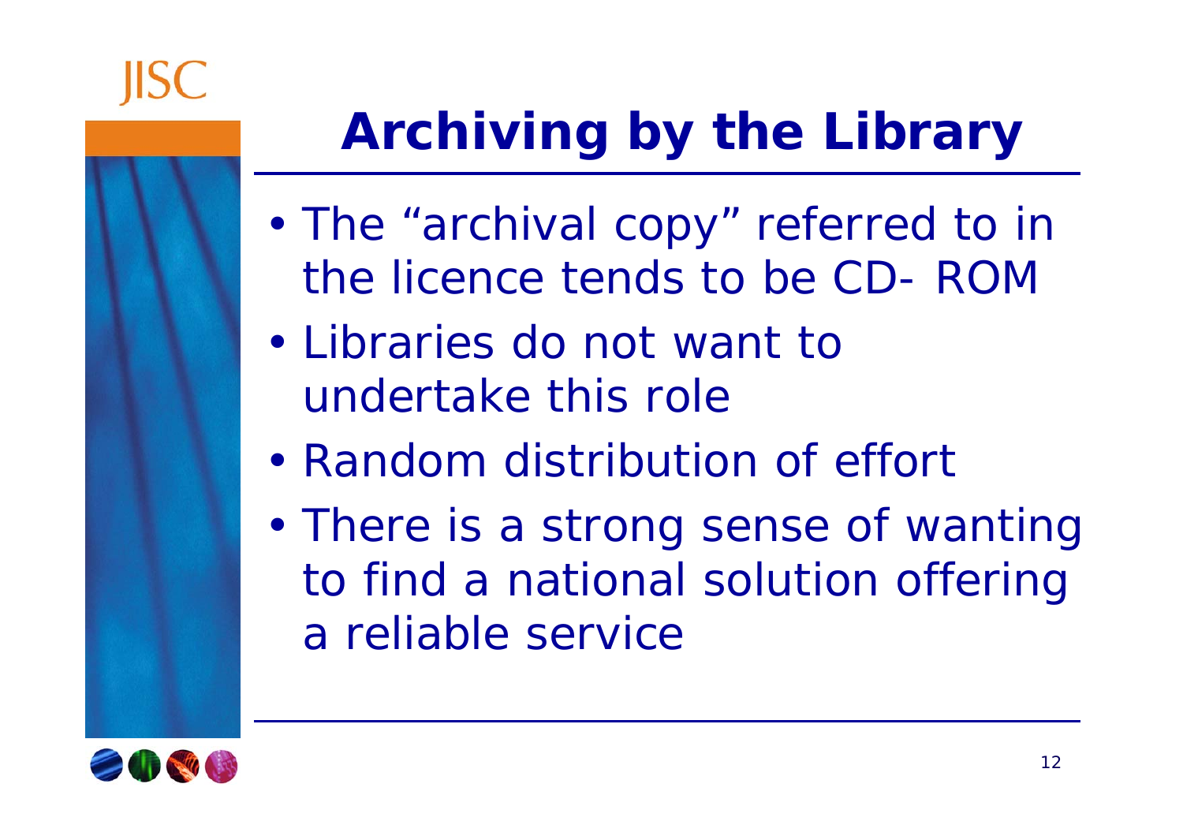# Archiving by the Library

- The “archival copy” referred to in the licence tends to be CD- ROM
- Libraries do not want to undertake this role
- Random distribution of effort
- There is a strong sense of wanting to find a national solution offering a reliable service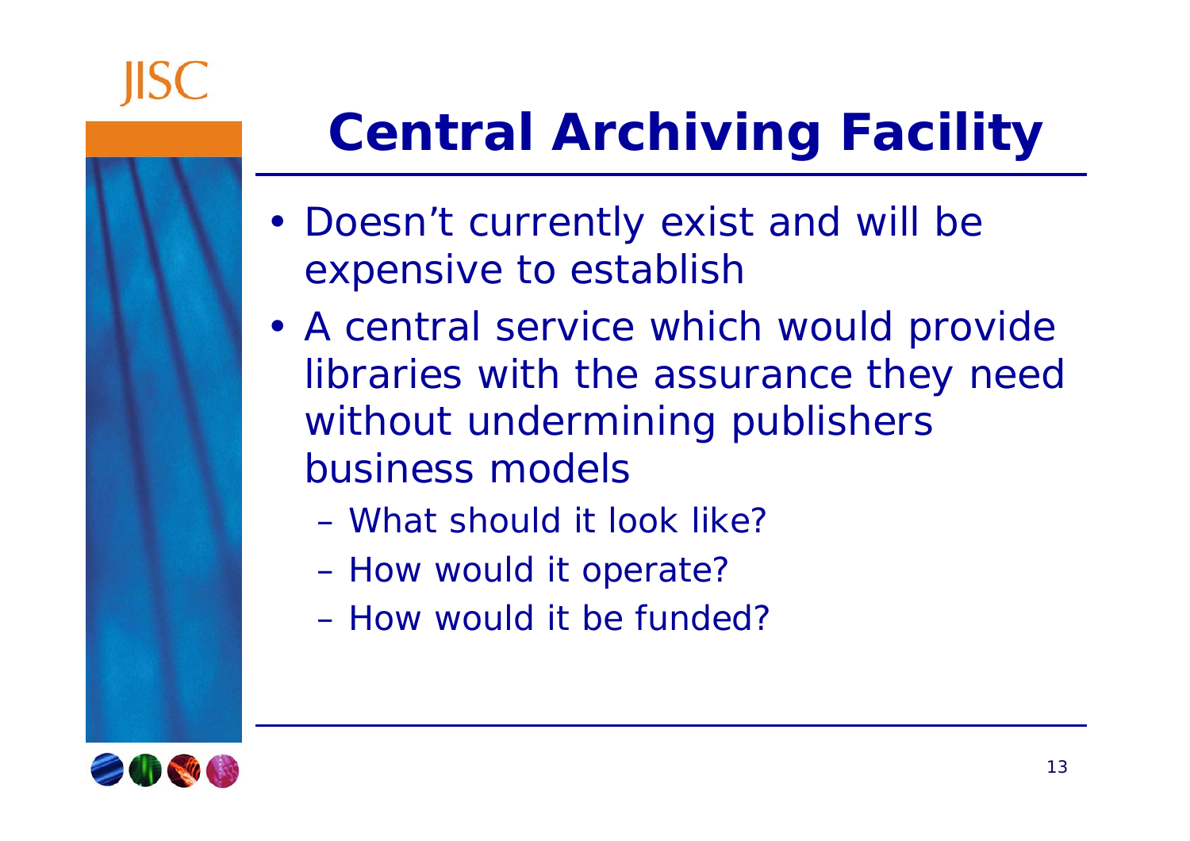# Central Archiving Facility

- Doesn't currently exist and will be expensive to establish
- A central service which would provide libraries with the assurance they need without undermining publishers business models
  - What should it look like?
  - How would it operate?
  - How would it be funded?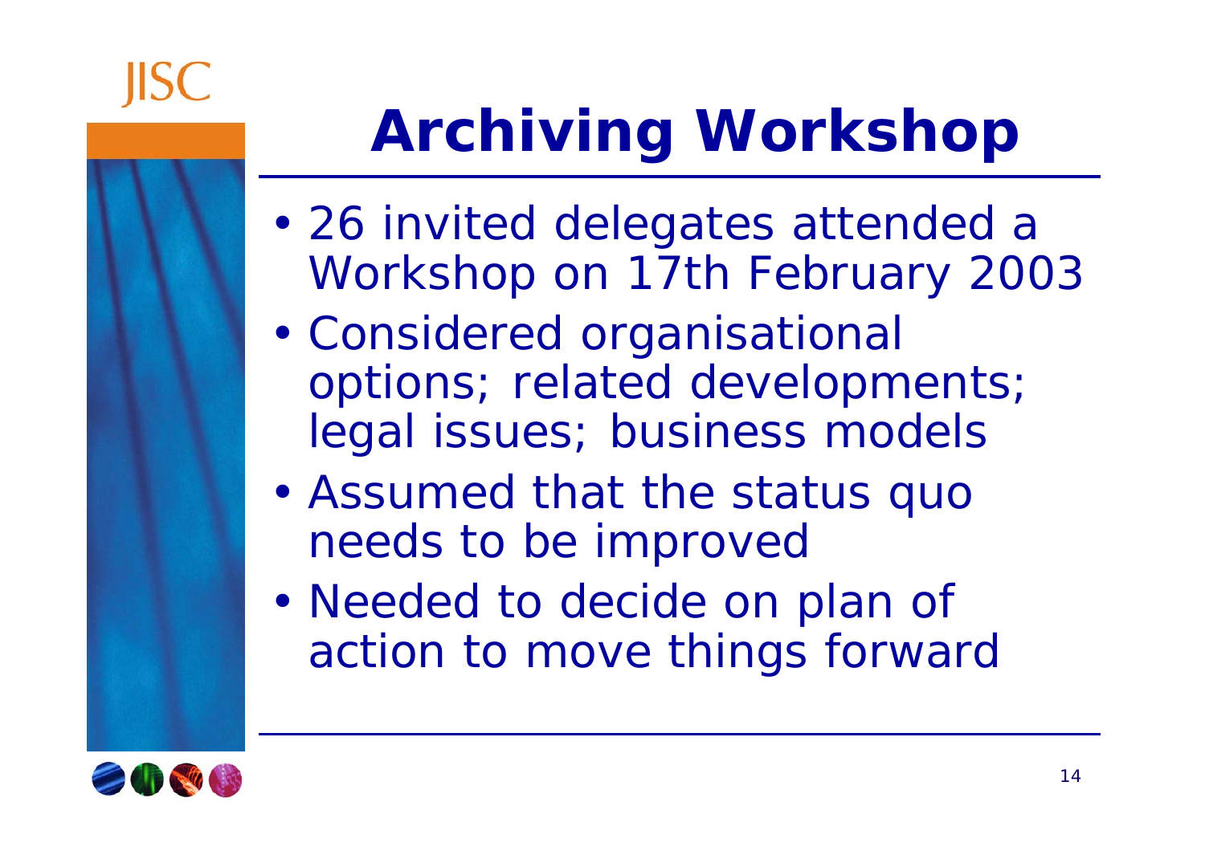# Archiving Workshop

- 26 invited delegates attended a Workshop on 17th February 2003
- Considered organisational options; related developments; legal issues; business models
- Assumed that the status quo needs to be improved
- Needed to decide on plan of action to move things forward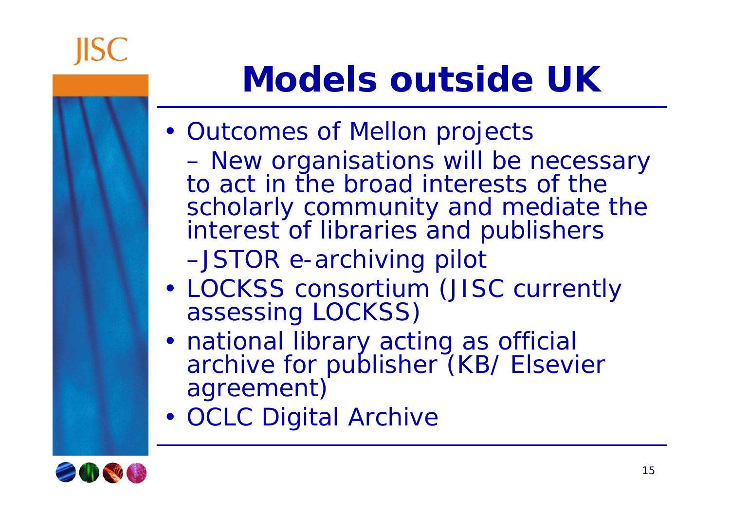# Models outside UK

- Outcomes of Mellon projects
  - New organisations will be necessary to act in the broad interests of the scholarly community and mediate the interest of libraries and publishers
  - JSTOR e-archiving pilot
- LOCKSS consortium (JISC currently assessing LOCKSS)
- national library acting as official archive for publisher (KB/ Elsevier agreement)
- OCLC Digital Archive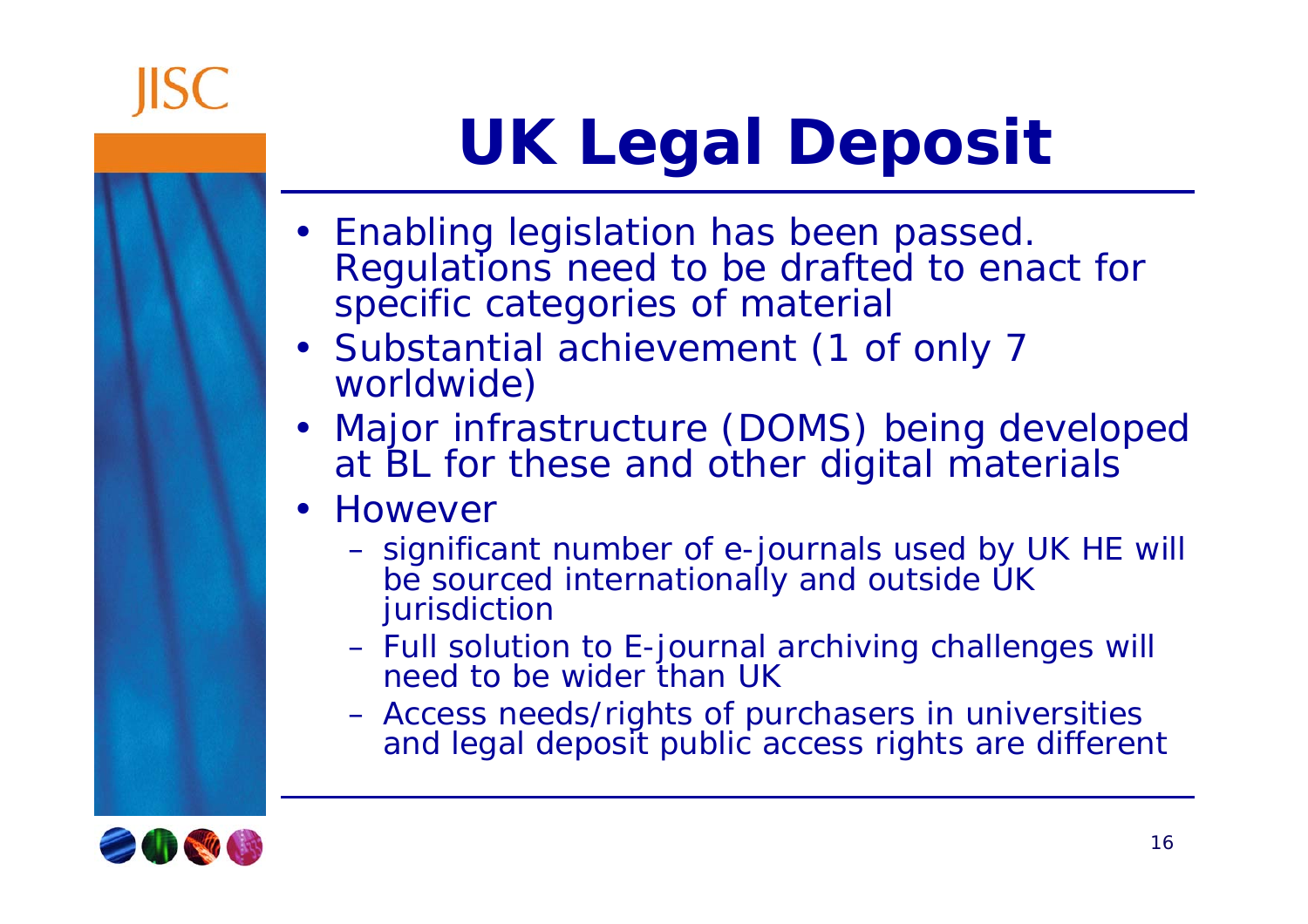# UK Legal Deposit

- Enabling legislation has been passed. Regulations need to be drafted to enact for specific categories of material
- Substantial achievement (1 of only 7 worldwide)
- Major infrastructure (DOMS) being developed at BL for these and other digital materials
- However
  - significant number of e-journals used by UK HE will be sourced internationally and outside UK jurisdiction
  - Full solution to E-journal archiving challenges will need to be wider than UK
  - Access needs/rights of purchasers in universities and legal deposit public access rights are different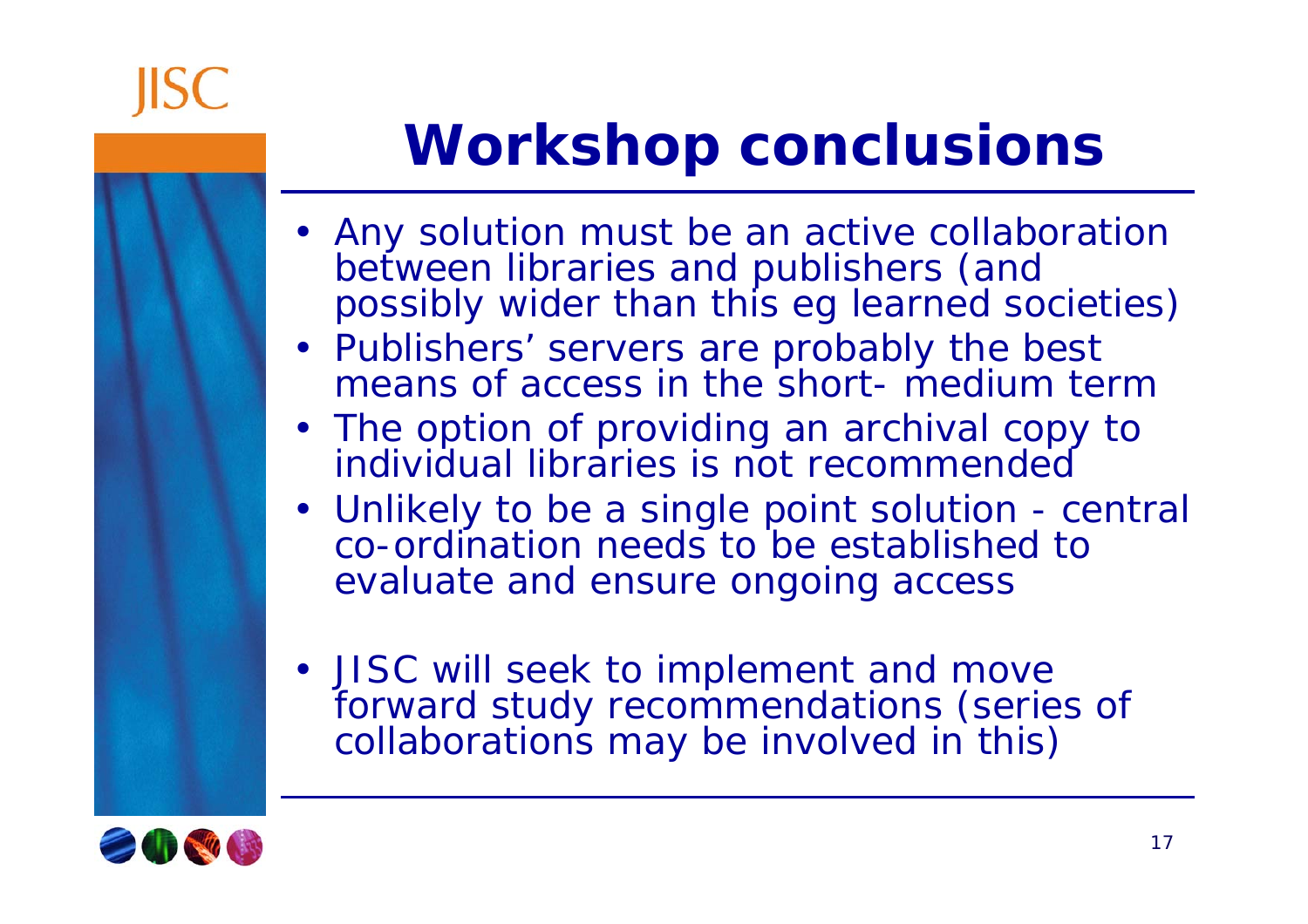# Workshop conclusions

- Any solution must be an active collaboration between libraries and publishers (and possibly wider than this eg learned societies)
- Publishers' servers are probably the best means of access in the short- medium term
- The option of providing an archival copy to individual libraries is not recommended
- Unlikely to be a single point solution - central co-ordination needs to be established to evaluate and ensure ongoing access
- JISC will seek to implement and move forward study recommendations (series of collaborations may be involved in this)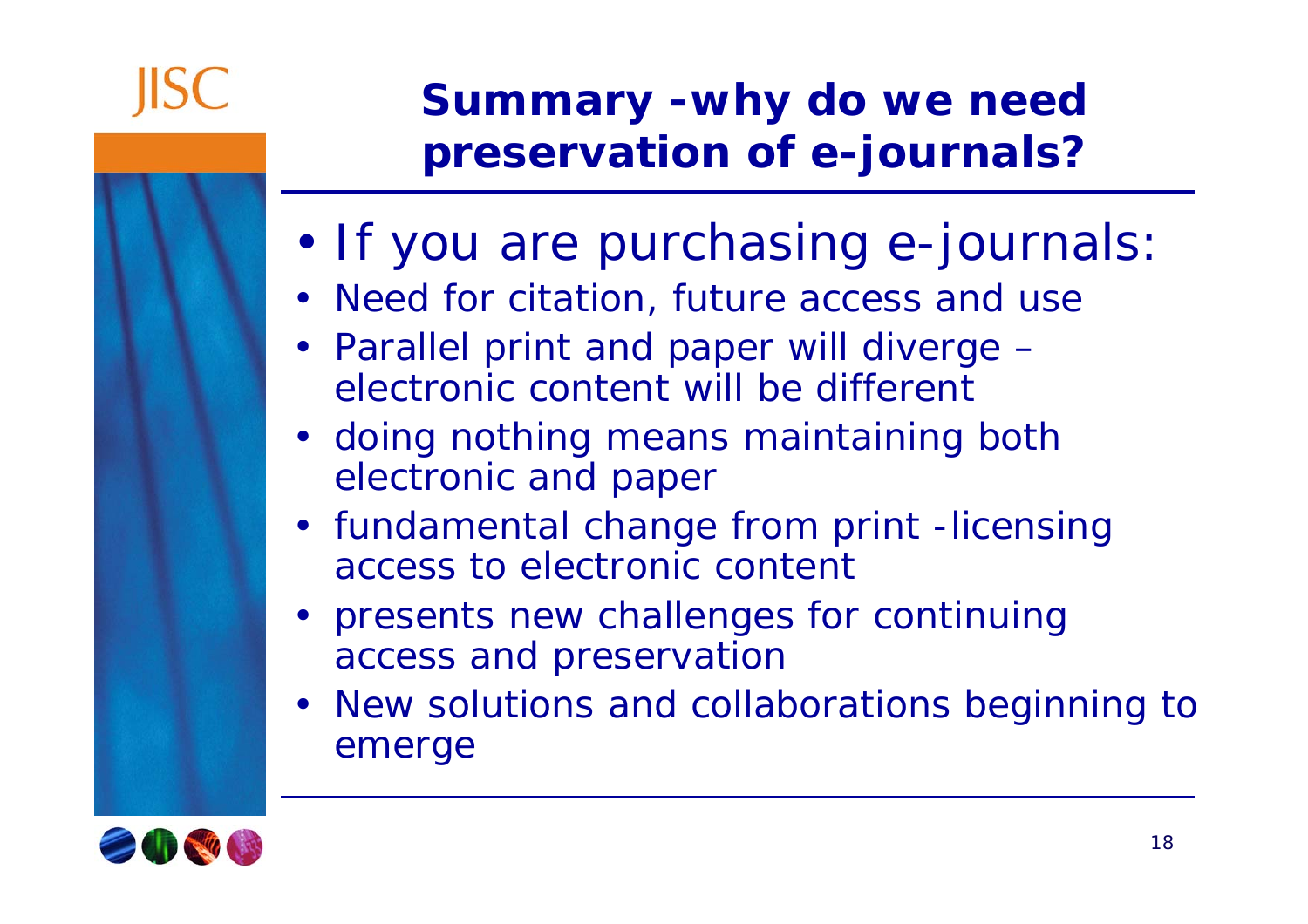# Summary -why do we need preservation of e-journals?

- If you are purchasing e-journals:
- Need for citation, future access and use
- Parallel print and paper will diverge – electronic content will be different
- doing nothing means maintaining both electronic and paper
- fundamental change from print -licensing access to electronic content
- presents new challenges for continuing access and preservation
- New solutions and collaborations beginning to emerge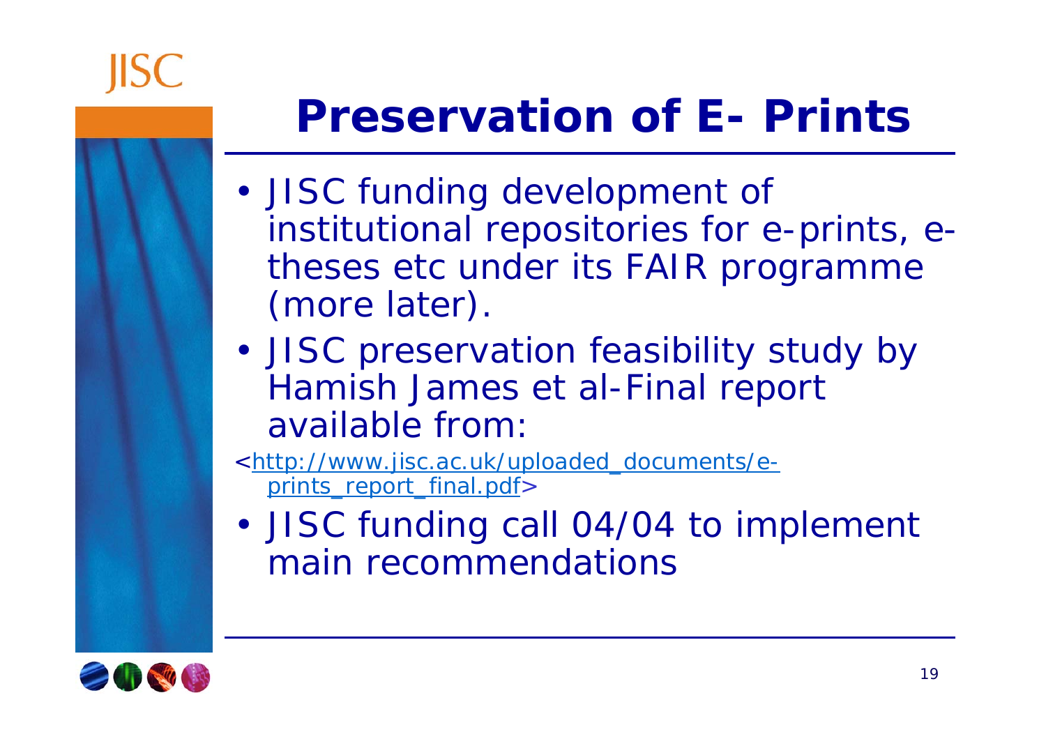# Preservation of E- Prints

- JISC funding development of institutional repositories for e-prints, e-theses etc under its FAIR programme (more later).
- JISC preservation feasibility study by Hamish James et al-Final report available from:

<http://www.jisc.ac.uk/uploaded_documents/e-prints_report_final.pdf>

- JISC funding call 04/04 to implement main recommendations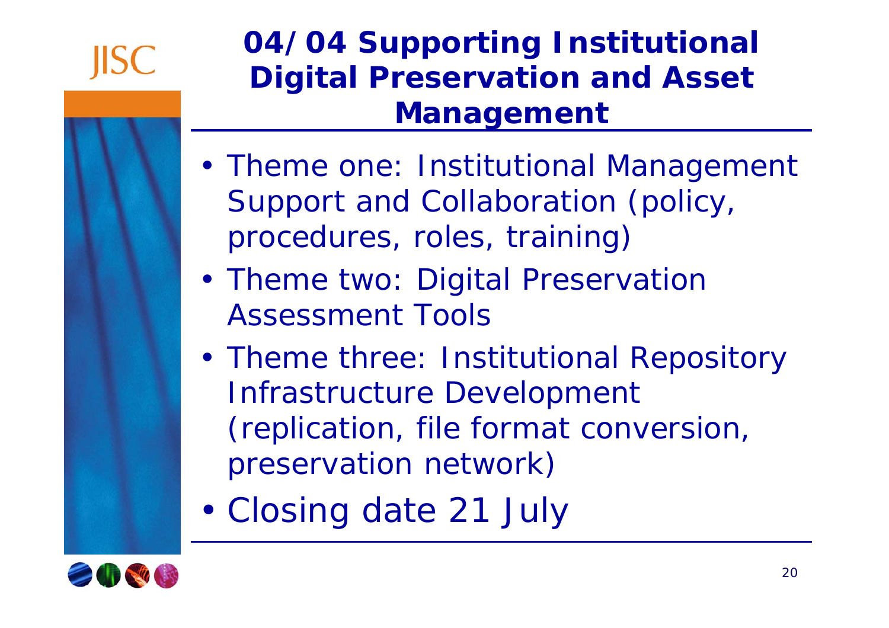# 04/04 Supporting Institutional Digital Preservation and Asset Management

- Theme one: Institutional Management Support and Collaboration (policy, procedures, roles, training)
- Theme two: Digital Preservation Assessment Tools
- Theme three: Institutional Repository Infrastructure Development (replication, file format conversion, preservation network)
- Closing date 21 July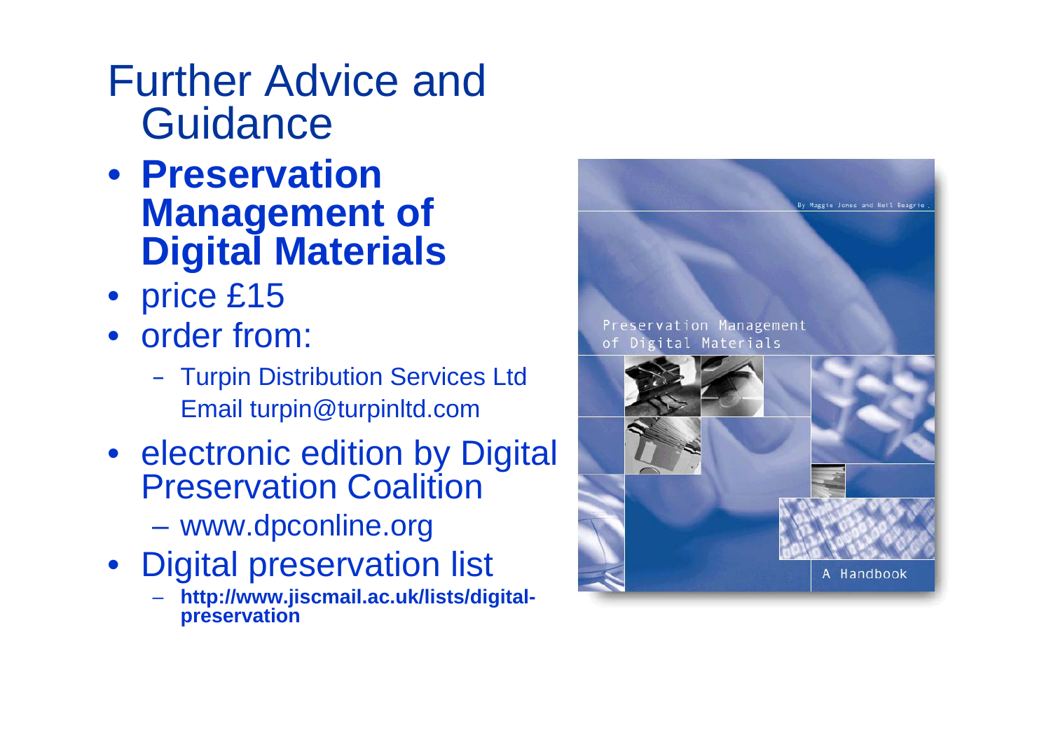# Further Advice and Guidance

- **Preservation Management of Digital Materials**
- price £15
- order from:
  - Turpin Distribution Services Ltd
    Email turpin@turpinltd.com
- electronic edition by Digital Preservation Coalition
  - www.dpconline.org
- Digital preservation list
  - **http://www.jiscmail.ac.uk/lists/digital-preservation**